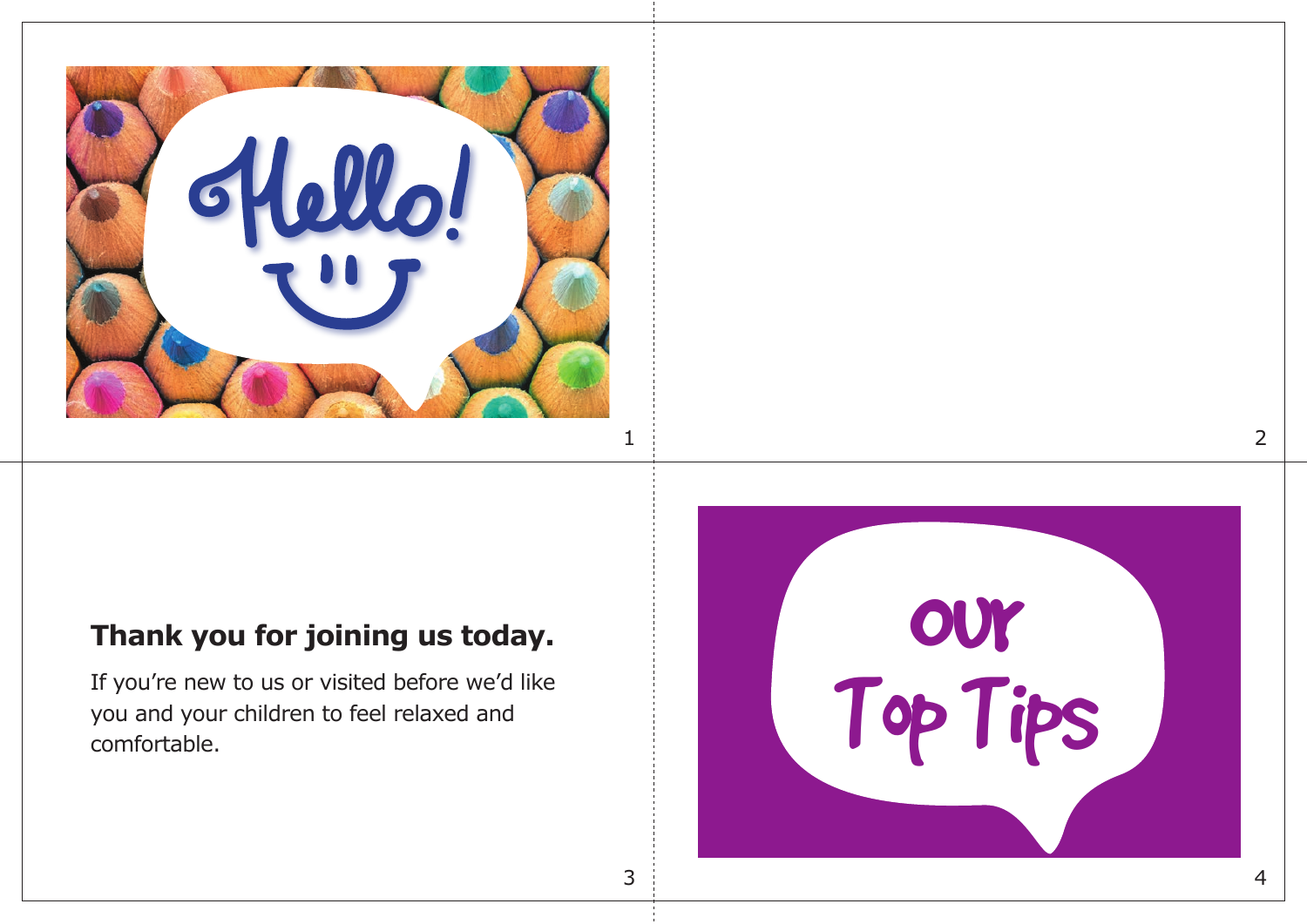Hello!

**Thank you for joining us today.**

If you're new to us or visited before we'd like you and your children to feel relaxed and comfortable.

Our Top Tips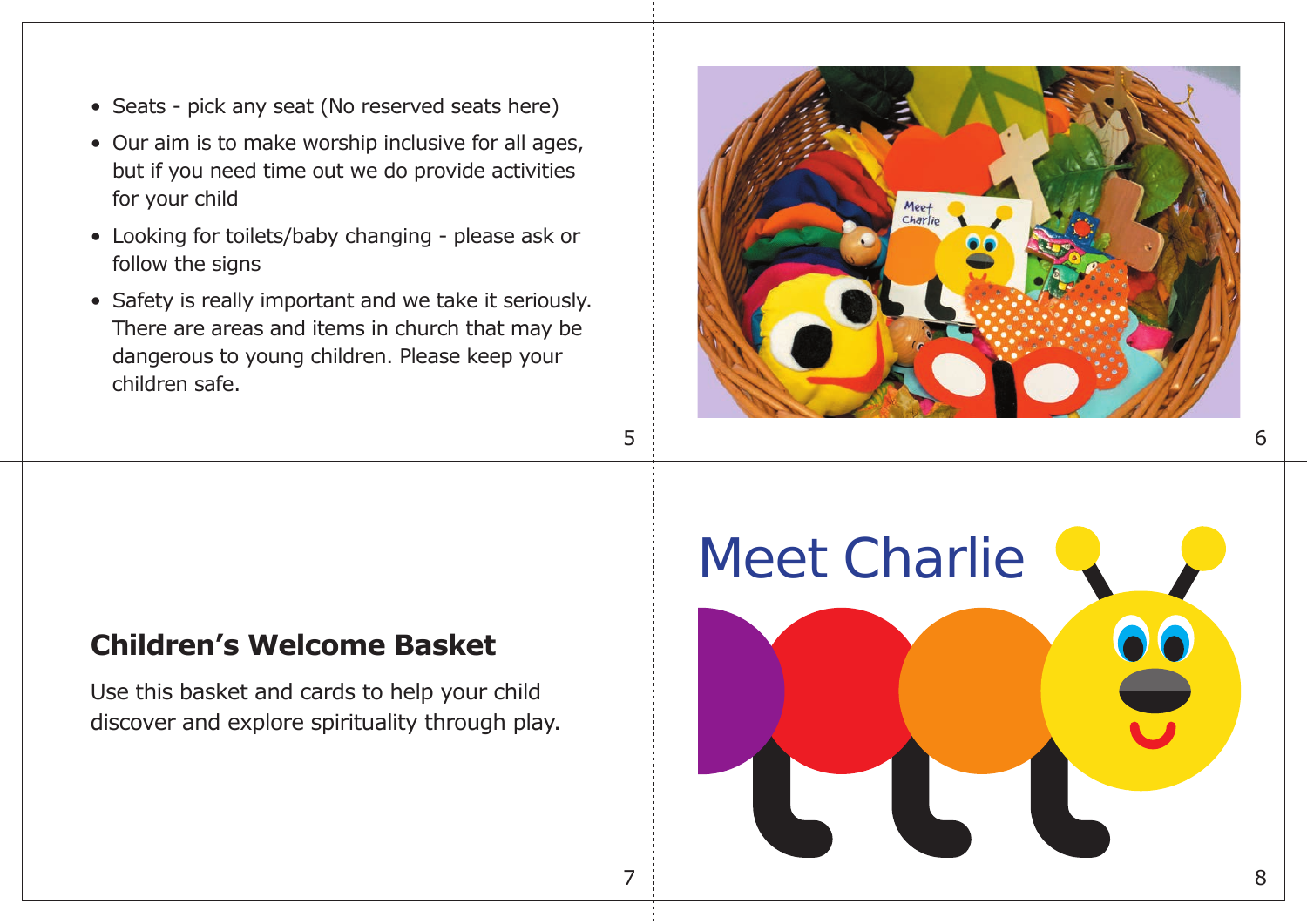- Seats - pick any seat (No reserved seats here)
- Our aim is to make worship inclusive for all ages, but if you need time out we do provide activities for your child
- Looking for toilets/baby changing - please ask or follow the signs
- Safety is really important and we take it seriously. There are areas and items in church that may be dangerous to young children. Please keep your children safe.

## Children's Welcome Basket

Use this basket and cards to help your child discover and explore spirituality through play.

# Meet Charlie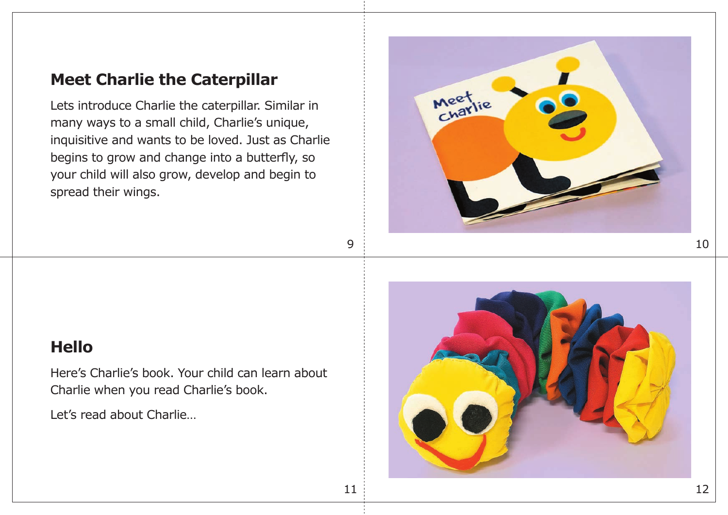## Meet Charlie the Caterpillar

Lets introduce Charlie the caterpillar. Similar in many ways to a small child, Charlie's unique, inquisitive and wants to be loved. Just as Charlie begins to grow and change into a butterfly, so your child will also grow, develop and begin to spread their wings.

## Hello

Here's Charlie's book. Your child can learn about Charlie when you read Charlie's book.

Let's read about Charlie…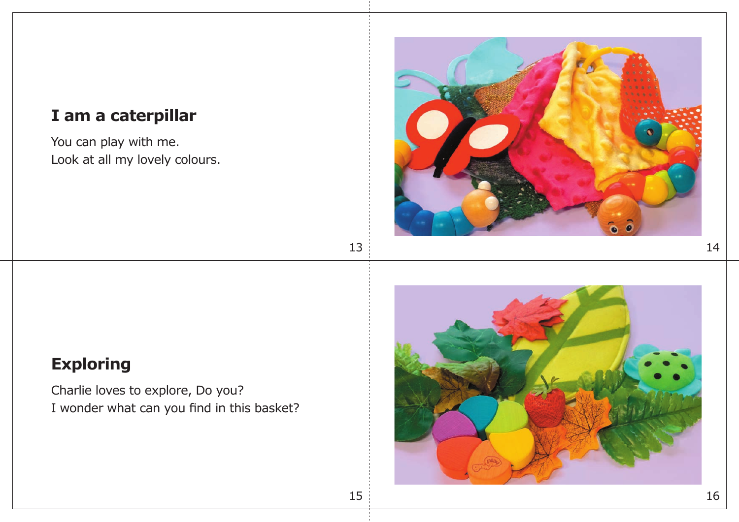## I am a caterpillar

You can play with me.
Look at all my lovely colours.

## Exploring

Charlie loves to explore, Do you?
I wonder what can you find in this basket?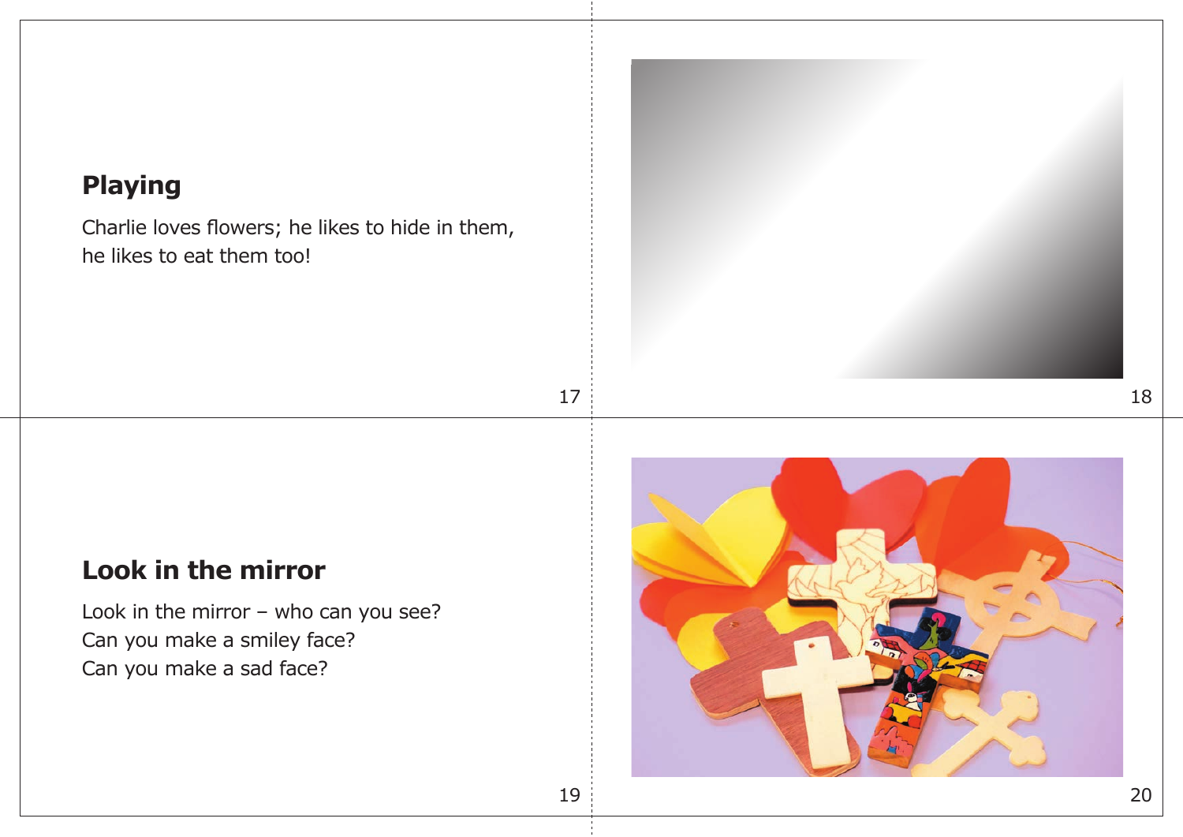## Playing

Charlie loves flowers; he likes to hide in them, he likes to eat them too!

## Look in the mirror

Look in the mirror – who can you see?
Can you make a smiley face?
Can you make a sad face?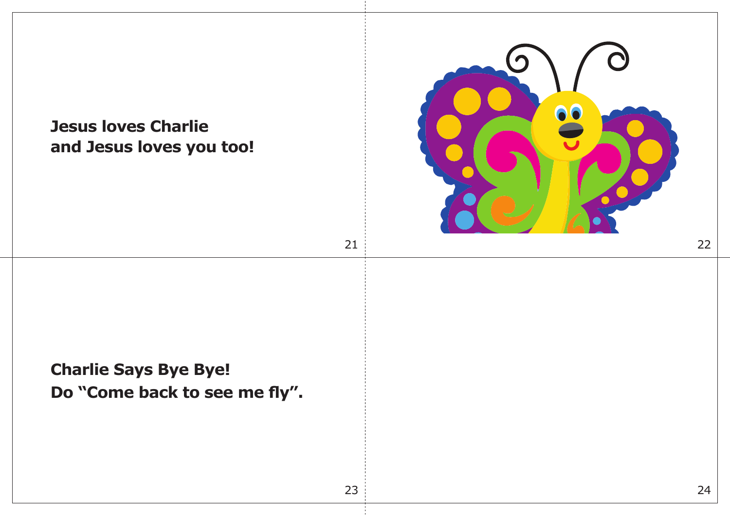**Jesus loves Charlie**
**and Jesus loves you too!**

**Charlie Says Bye Bye!**
**Do “Come back to see me fly”.**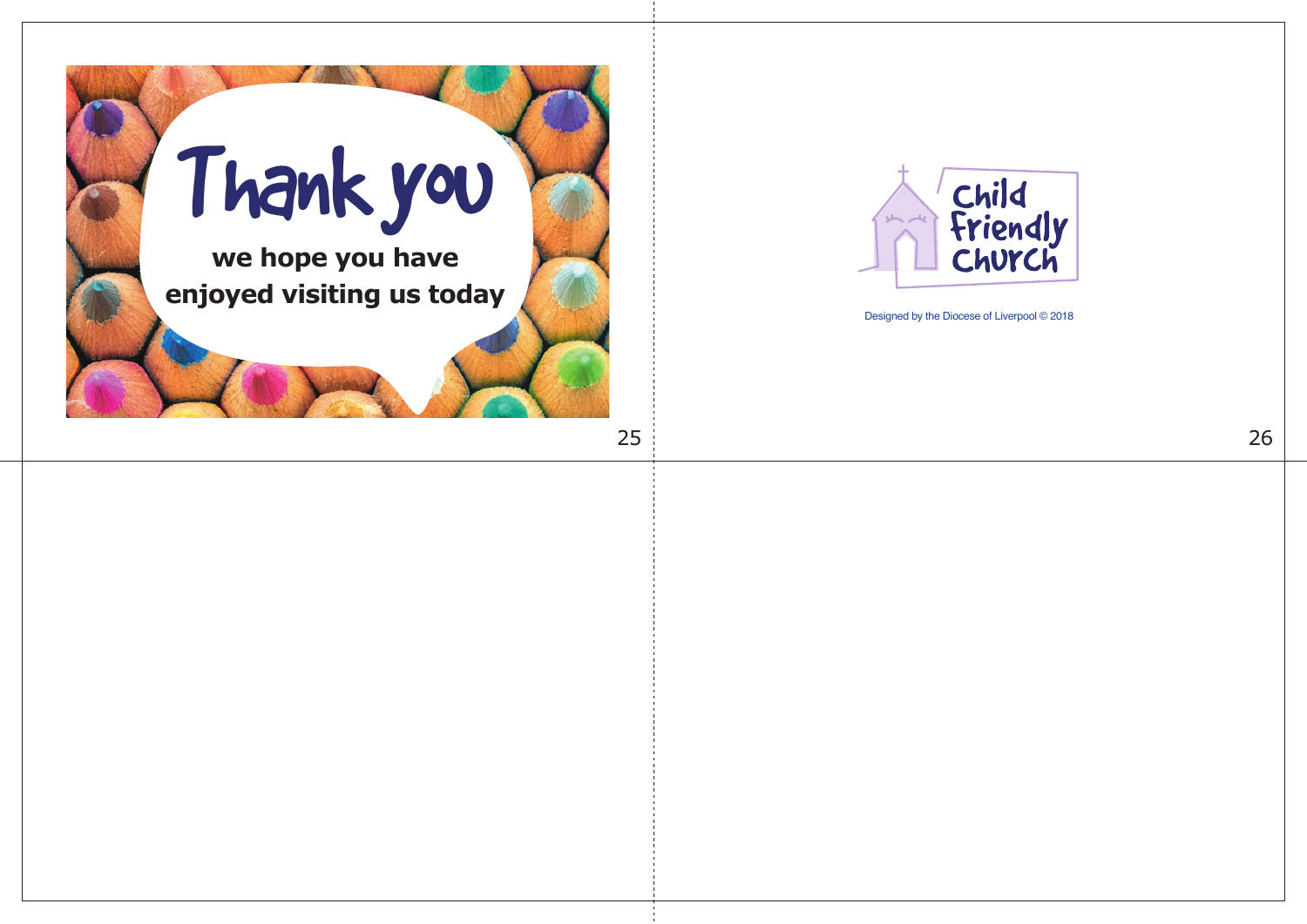# Thank you

**we hope you have enjoyed visiting us today**

Child Friendly Church

Designed by the Diocese of Liverpool © 2018